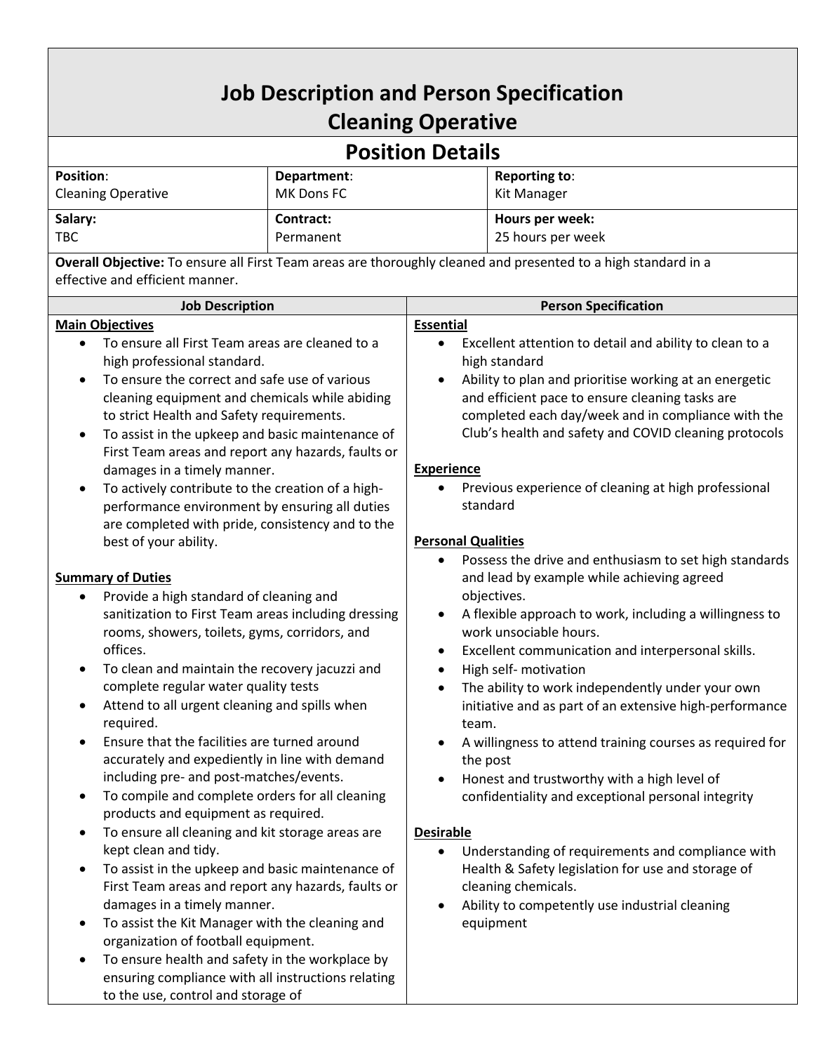# Job Description and Person Specification
# Cleaning Operative

## Position Details

| **Position**: Cleaning Operative | **Department**: MK Dons FC | **Reporting to**: Kit Manager |
|---|---|---|
| **Salary:** TBC | **Contract:** Permanent | **Hours per week:** 25 hours per week |

**Overall Objective:** To ensure all First Team areas are thoroughly cleaned and presented to a high standard in a effective and efficient manner.

## Job Description

**Main Objectives**

- To ensure all First Team areas are cleaned to a high professional standard.
- To ensure the correct and safe use of various cleaning equipment and chemicals while abiding to strict Health and Safety requirements.
- To assist in the upkeep and basic maintenance of First Team areas and report any hazards, faults or damages in a timely manner.
- To actively contribute to the creation of a high-performance environment by ensuring all duties are completed with pride, consistency and to the best of your ability.

**Summary of Duties**

- Provide a high standard of cleaning and sanitization to First Team areas including dressing rooms, showers, toilets, gyms, corridors, and offices.
- To clean and maintain the recovery jacuzzi and complete regular water quality tests
- Attend to all urgent cleaning and spills when required.
- Ensure that the facilities are turned around accurately and expediently in line with demand including pre- and post-matches/events.
- To compile and complete orders for all cleaning products and equipment as required.
- To ensure all cleaning and kit storage areas are kept clean and tidy.
- To assist in the upkeep and basic maintenance of First Team areas and report any hazards, faults or damages in a timely manner.
- To assist the Kit Manager with the cleaning and organization of football equipment.
- To ensure health and safety in the workplace by ensuring compliance with all instructions relating to the use, control and storage of

## Person Specification

**Essential**

- Excellent attention to detail and ability to clean to a high standard
- Ability to plan and prioritise working at an energetic and efficient pace to ensure cleaning tasks are completed each day/week and in compliance with the Club's health and safety and COVID cleaning protocols

**Experience**

- Previous experience of cleaning at high professional standard

**Personal Qualities**

- Possess the drive and enthusiasm to set high standards and lead by example while achieving agreed objectives.
- A flexible approach to work, including a willingness to work unsociable hours.
- Excellent communication and interpersonal skills.
- High self- motivation
- The ability to work independently under your own initiative and as part of an extensive high-performance team.
- A willingness to attend training courses as required for the post
- Honest and trustworthy with a high level of confidentiality and exceptional personal integrity

**Desirable**

- Understanding of requirements and compliance with Health & Safety legislation for use and storage of cleaning chemicals.
- Ability to competently use industrial cleaning equipment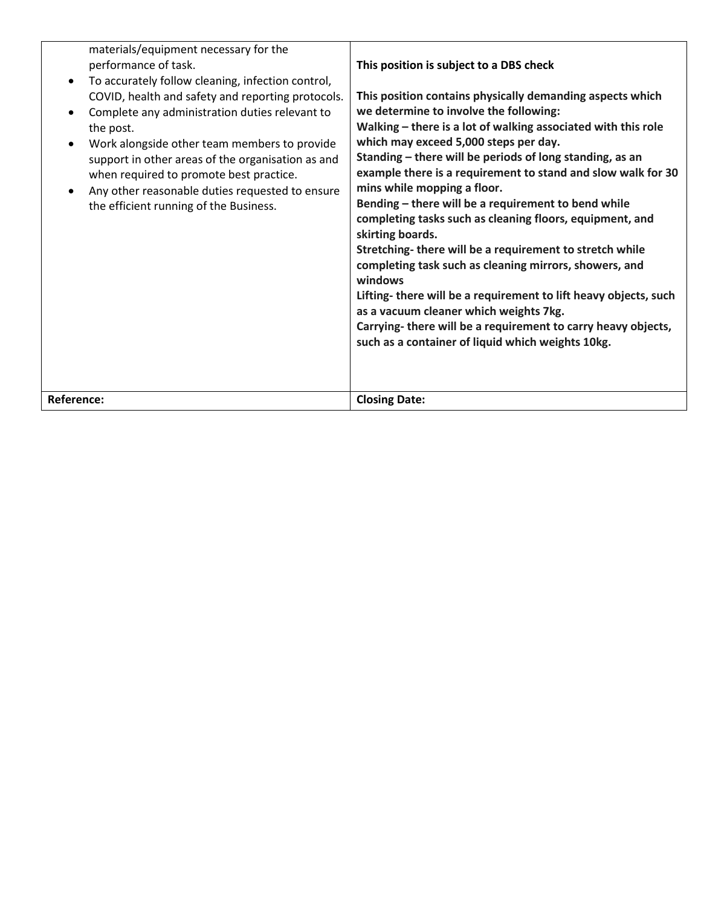| | |
|---|---|
| materials/equipment necessary for the performance of task.<br>• To accurately follow cleaning, infection control, COVID, health and safety and reporting protocols.<br>• Complete any administration duties relevant to the post.<br>• Work alongside other team members to provide support in other areas of the organisation as and when required to promote best practice.<br>• Any other reasonable duties requested to ensure the efficient running of the Business. | **This position is subject to a DBS check**<br><br>**This position contains physically demanding aspects which we determine to involve the following:**<br>**Walking – there is a lot of walking associated with this role which may exceed 5,000 steps per day.**<br>**Standing – there will be periods of long standing, as an example there is a requirement to stand and slow walk for 30 mins while mopping a floor.**<br>**Bending – there will be a requirement to bend while completing tasks such as cleaning floors, equipment, and skirting boards.**<br>**Stretching- there will be a requirement to stretch while completing task such as cleaning mirrors, showers, and windows**<br>**Lifting- there will be a requirement to lift heavy objects, such as a vacuum cleaner which weights 7kg.**<br>**Carrying- there will be a requirement to carry heavy objects, such as a container of liquid which weights 10kg.** |
| **Reference:** | **Closing Date:** |